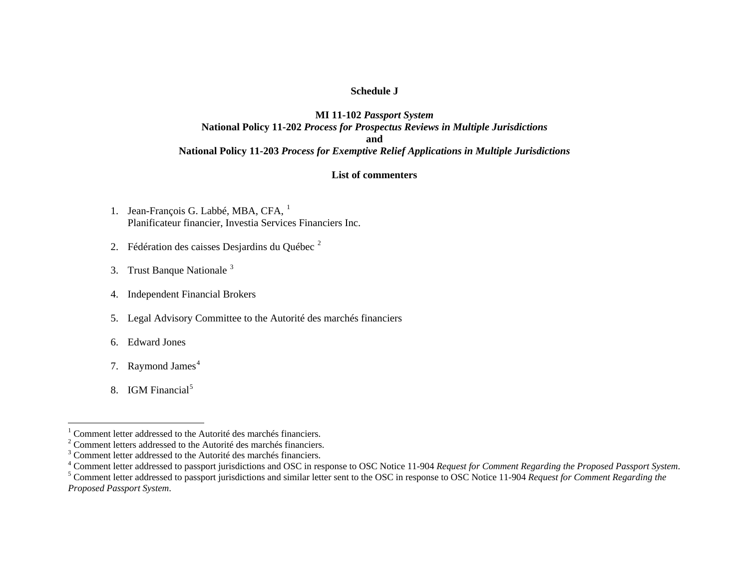**Schedule J**

**MI 11-102 *Passport System***
**National Policy 11-202 *Process for Prospectus Reviews in Multiple Jurisdictions***
**and**
**National Policy 11-203 *Process for Exemptive Relief Applications in Multiple Jurisdictions***

**List of commenters**

1. Jean-François G. Labbé, MBA, CFA, [1]
   Planificateur financier, Investia Services Financiers Inc.

2. Fédération des caisses Desjardins du Québec [2]

3. Trust Banque Nationale [3]

4. Independent Financial Brokers

5. Legal Advisory Committee to the Autorité des marchés financiers

6. Edward Jones

7. Raymond James[4]

8. IGM Financial[5]

---

[1] Comment letter addressed to the Autorité des marchés financiers.
[2] Comment letters addressed to the Autorité des marchés financiers.
[3] Comment letter addressed to the Autorité des marchés financiers.
[4] Comment letter addressed to passport jurisdictions and OSC in response to OSC Notice 11-904 *Request for Comment Regarding the Proposed Passport System*.
[5] Comment letter addressed to passport jurisdictions and similar letter sent to the OSC in response to OSC Notice 11-904 *Request for Comment Regarding the Proposed Passport System*.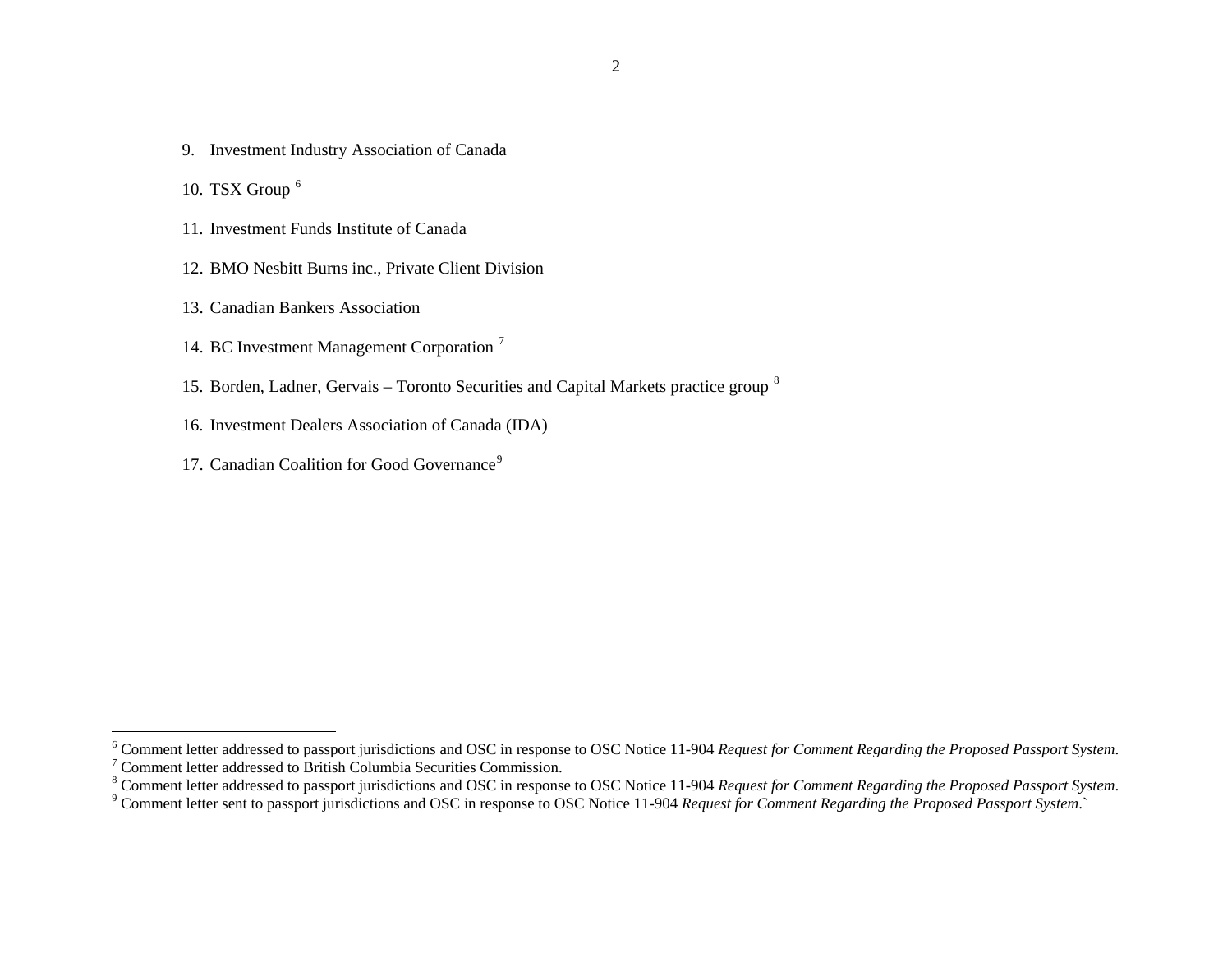9. Investment Industry Association of Canada
10. TSX Group [6]
11. Investment Funds Institute of Canada
12. BMO Nesbitt Burns inc., Private Client Division
13. Canadian Bankers Association
14. BC Investment Management Corporation [7]
15. Borden, Ladner, Gervais – Toronto Securities and Capital Markets practice group [8]
16. Investment Dealers Association of Canada (IDA)
17. Canadian Coalition for Good Governance[9]

---

[6] Comment letter addressed to passport jurisdictions and OSC in response to OSC Notice 11-904 *Request for Comment Regarding the Proposed Passport System*.

[7] Comment letter addressed to British Columbia Securities Commission.

[8] Comment letter addressed to passport jurisdictions and OSC in response to OSC Notice 11-904 *Request for Comment Regarding the Proposed Passport System*.

[9] Comment letter sent to passport jurisdictions and OSC in response to OSC Notice 11-904 *Request for Comment Regarding the Proposed Passport System*.`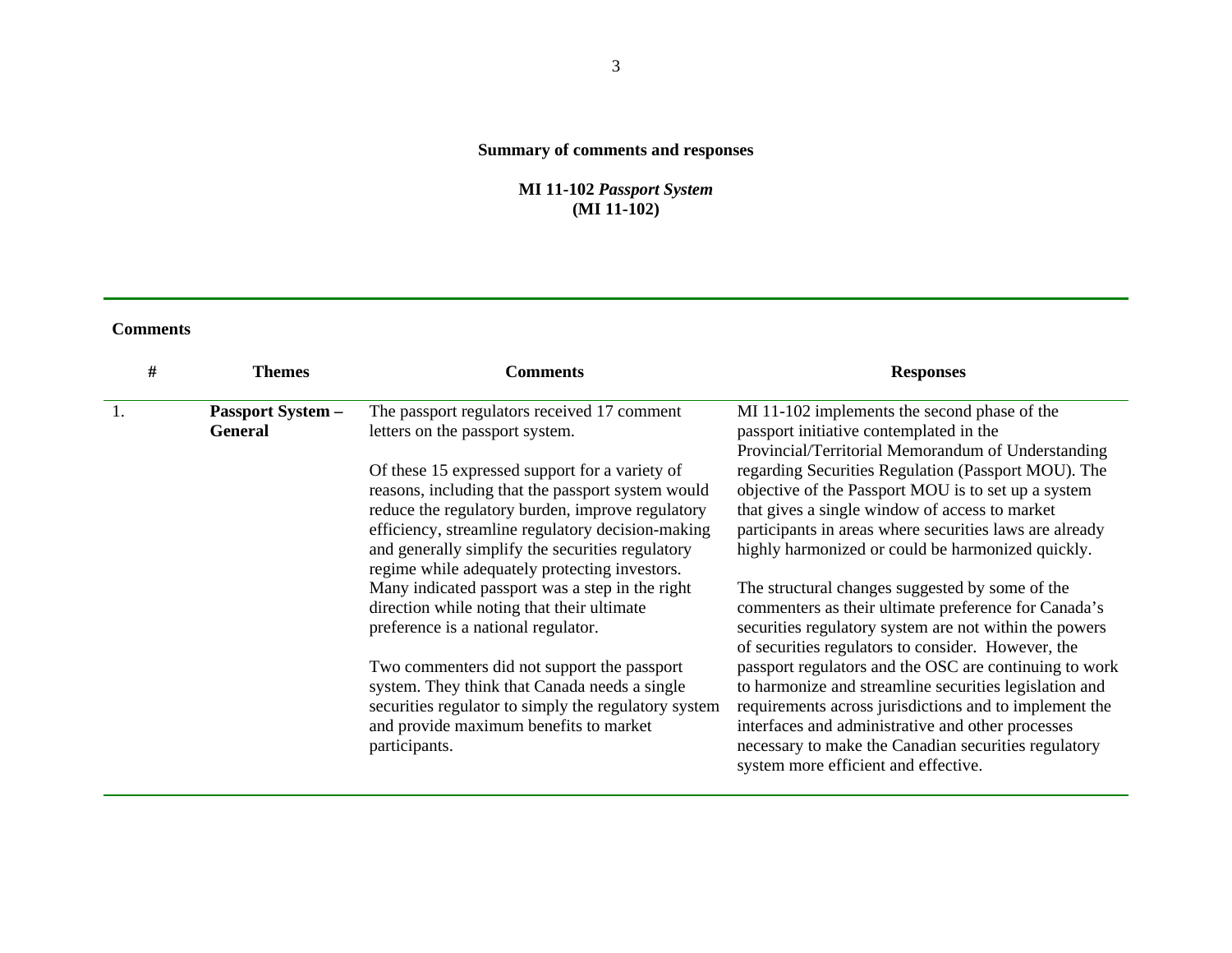**Summary of comments and responses**

**MI 11-102 *Passport System***
**(MI 11-102)**

**Comments**

| # | Themes | Comments | Responses |
|---|---|---|---|
| 1. | **Passport System – General** | The passport regulators received 17 comment letters on the passport system.<br><br>Of these 15 expressed support for a variety of reasons, including that the passport system would reduce the regulatory burden, improve regulatory efficiency, streamline regulatory decision-making and generally simplify the securities regulatory regime while adequately protecting investors. Many indicated passport was a step in the right direction while noting that their ultimate preference is a national regulator.<br><br>Two commenters did not support the passport system. They think that Canada needs a single securities regulator to simply the regulatory system and provide maximum benefits to market participants. | MI 11-102 implements the second phase of the passport initiative contemplated in the Provincial/Territorial Memorandum of Understanding regarding Securities Regulation (Passport MOU). The objective of the Passport MOU is to set up a system that gives a single window of access to market participants in areas where securities laws are already highly harmonized or could be harmonized quickly.<br><br>The structural changes suggested by some of the commenters as their ultimate preference for Canada's securities regulatory system are not within the powers of securities regulators to consider. However, the passport regulators and the OSC are continuing to work to harmonize and streamline securities legislation and requirements across jurisdictions and to implement the interfaces and administrative and other processes necessary to make the Canadian securities regulatory system more efficient and effective. |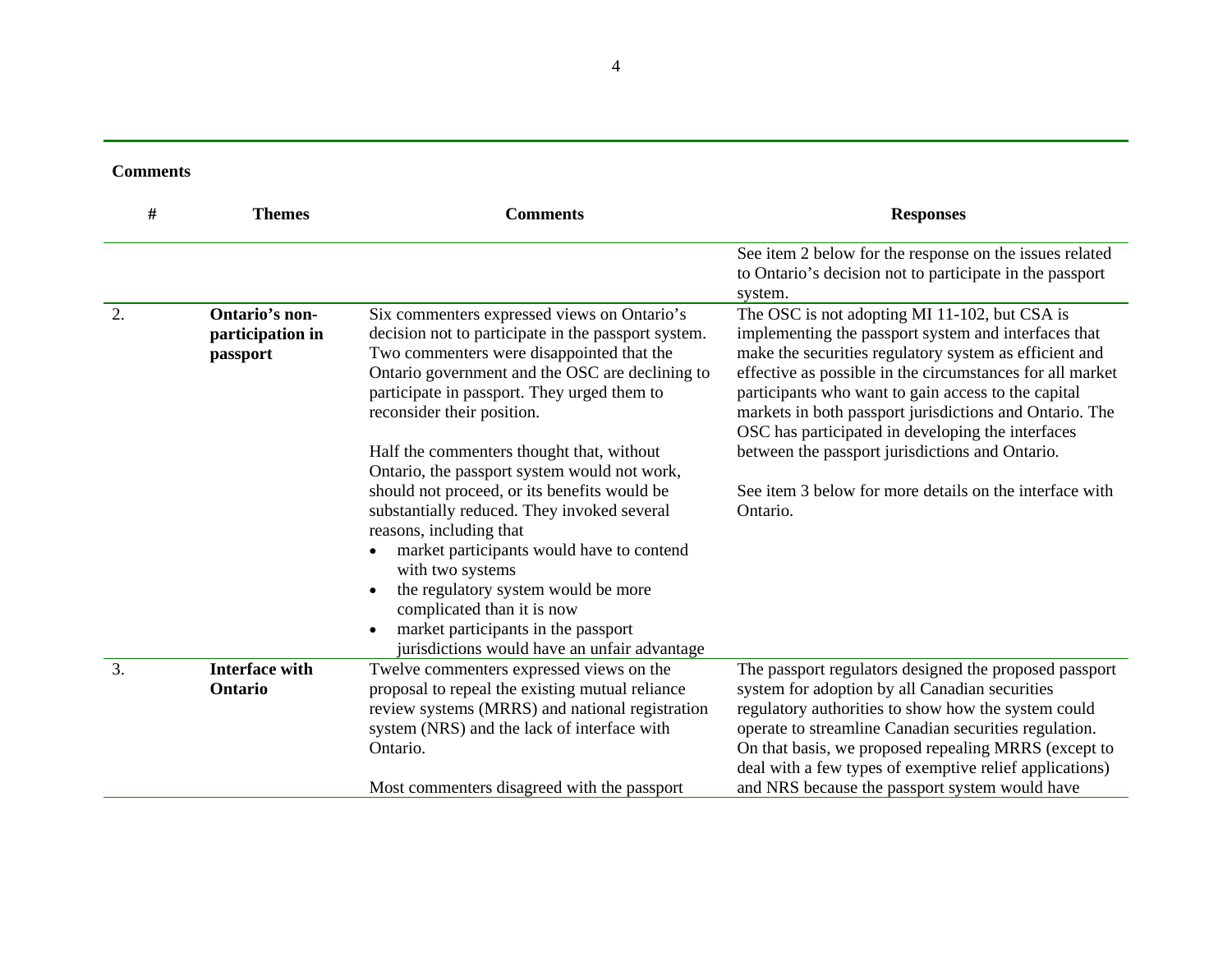**Comments**

| # | Themes | Comments | Responses |
|---|---|---|---|
| | | | See item 2 below for the response on the issues related to Ontario's decision not to participate in the passport system. |
| 2. | **Ontario's non-participation in passport** | Six commenters expressed views on Ontario's decision not to participate in the passport system. Two commenters were disappointed that the Ontario government and the OSC are declining to participate in passport. They urged them to reconsider their position.<br><br>Half the commenters thought that, without Ontario, the passport system would not work, should not proceed, or its benefits would be substantially reduced. They invoked several reasons, including that<br>• market participants would have to contend with two systems<br>• the regulatory system would be more complicated than it is now<br>• market participants in the passport jurisdictions would have an unfair advantage | The OSC is not adopting MI 11-102, but CSA is implementing the passport system and interfaces that make the securities regulatory system as efficient and effective as possible in the circumstances for all market participants who want to gain access to the capital markets in both passport jurisdictions and Ontario. The OSC has participated in developing the interfaces between the passport jurisdictions and Ontario.<br><br>See item 3 below for more details on the interface with Ontario. |
| 3. | **Interface with Ontario** | Twelve commenters expressed views on the proposal to repeal the existing mutual reliance review systems (MRRS) and national registration system (NRS) and the lack of interface with Ontario.<br><br>Most commenters disagreed with the passport | The passport regulators designed the proposed passport system for adoption by all Canadian securities regulatory authorities to show how the system could operate to streamline Canadian securities regulation. On that basis, we proposed repealing MRRS (except to deal with a few types of exemptive relief applications) and NRS because the passport system would have |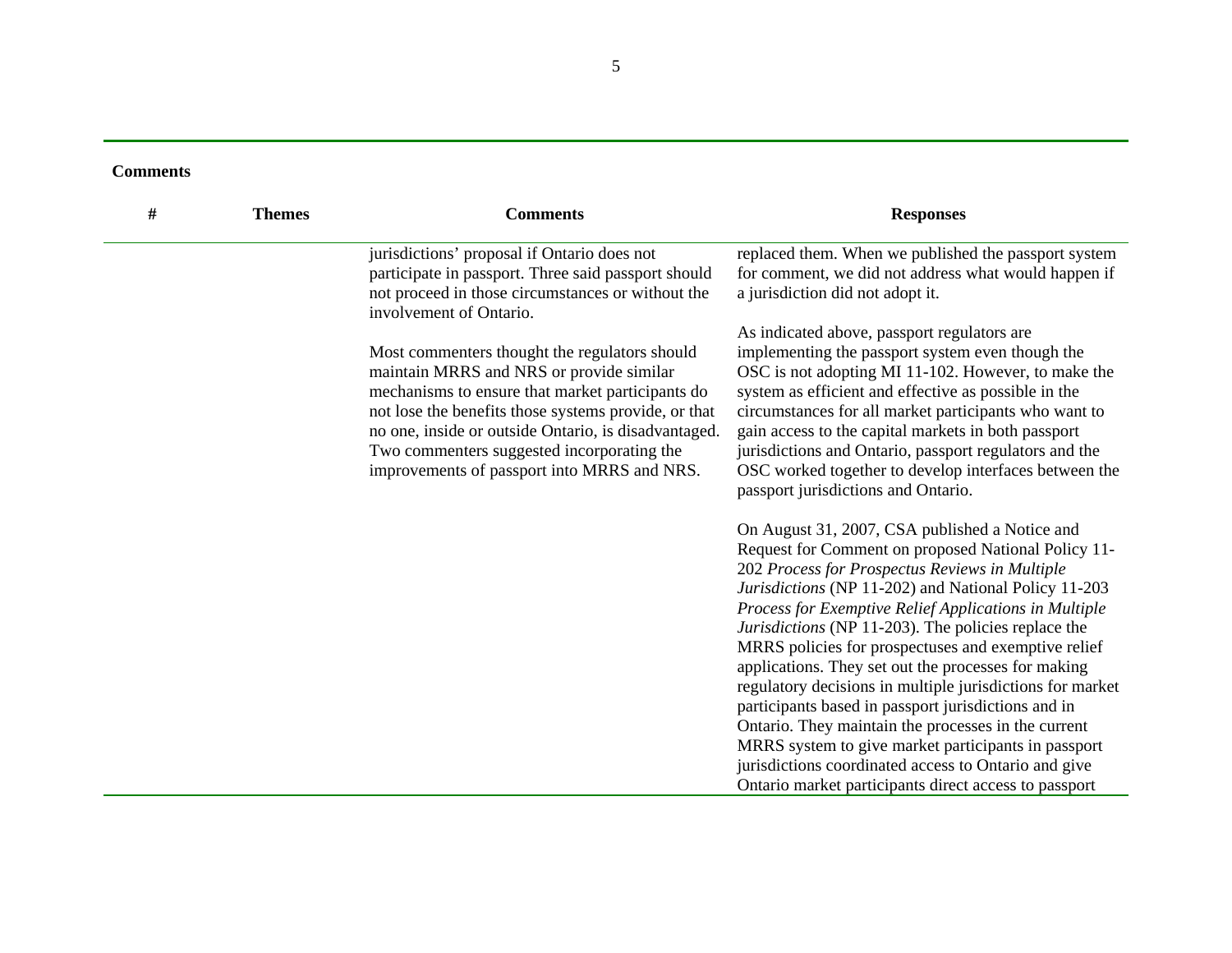**Comments**

| # | Themes | Comments | Responses |
|---|---|---|---|
| | | jurisdictions' proposal if Ontario does not participate in passport. Three said passport should not proceed in those circumstances or without the involvement of Ontario.<br><br>Most commenters thought the regulators should maintain MRRS and NRS or provide similar mechanisms to ensure that market participants do not lose the benefits those systems provide, or that no one, inside or outside Ontario, is disadvantaged. Two commenters suggested incorporating the improvements of passport into MRRS and NRS. | replaced them. When we published the passport system for comment, we did not address what would happen if a jurisdiction did not adopt it.<br><br>As indicated above, passport regulators are implementing the passport system even though the OSC is not adopting MI 11-102. However, to make the system as efficient and effective as possible in the circumstances for all market participants who want to gain access to the capital markets in both passport jurisdictions and Ontario, passport regulators and the OSC worked together to develop interfaces between the passport jurisdictions and Ontario.<br><br>On August 31, 2007, CSA published a Notice and Request for Comment on proposed National Policy 11-202 *Process for Prospectus Reviews in Multiple Jurisdictions* (NP 11-202) and National Policy 11-203 *Process for Exemptive Relief Applications in Multiple Jurisdictions* (NP 11-203). The policies replace the MRRS policies for prospectuses and exemptive relief applications. They set out the processes for making regulatory decisions in multiple jurisdictions for market participants based in passport jurisdictions and in Ontario. They maintain the processes in the current MRRS system to give market participants in passport jurisdictions coordinated access to Ontario and give Ontario market participants direct access to passport |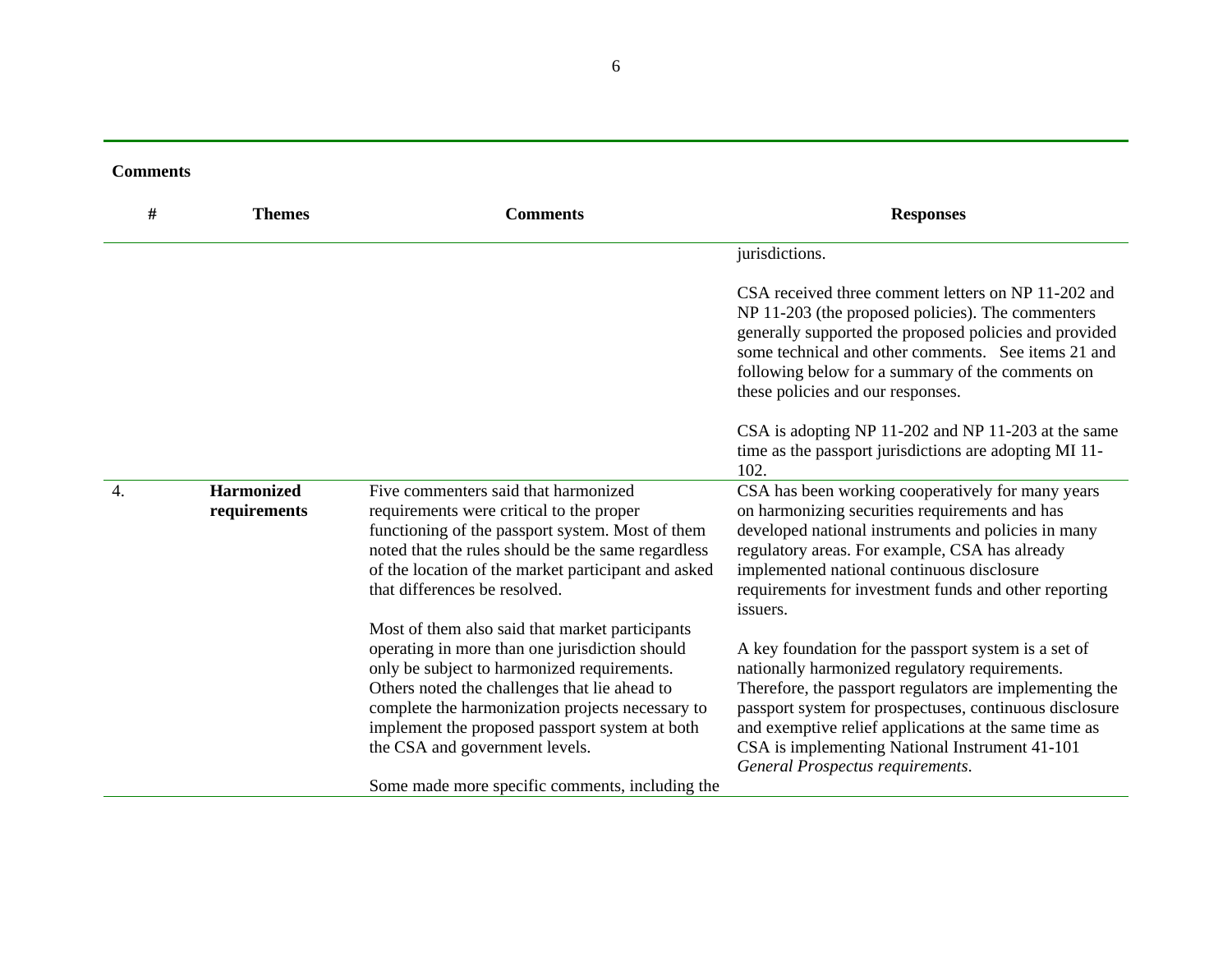**Comments**

| # | Themes | Comments | Responses |
|---|---|---|---|
| | | | jurisdictions.<br><br>CSA received three comment letters on NP 11-202 and NP 11-203 (the proposed policies). The commenters generally supported the proposed policies and provided some technical and other comments. See items 21 and following below for a summary of the comments on these policies and our responses.<br><br>CSA is adopting NP 11-202 and NP 11-203 at the same time as the passport jurisdictions are adopting MI 11-102. |
| 4. | **Harmonized requirements** | Five commenters said that harmonized requirements were critical to the proper functioning of the passport system. Most of them noted that the rules should be the same regardless of the location of the market participant and asked that differences be resolved.<br><br>Most of them also said that market participants operating in more than one jurisdiction should only be subject to harmonized requirements. Others noted the challenges that lie ahead to complete the harmonization projects necessary to implement the proposed passport system at both the CSA and government levels.<br><br>Some made more specific comments, including the | CSA has been working cooperatively for many years on harmonizing securities requirements and has developed national instruments and policies in many regulatory areas. For example, CSA has already implemented national continuous disclosure requirements for investment funds and other reporting issuers.<br><br>A key foundation for the passport system is a set of nationally harmonized regulatory requirements. Therefore, the passport regulators are implementing the passport system for prospectuses, continuous disclosure and exemptive relief applications at the same time as CSA is implementing National Instrument 41-101 *General Prospectus requirements*. |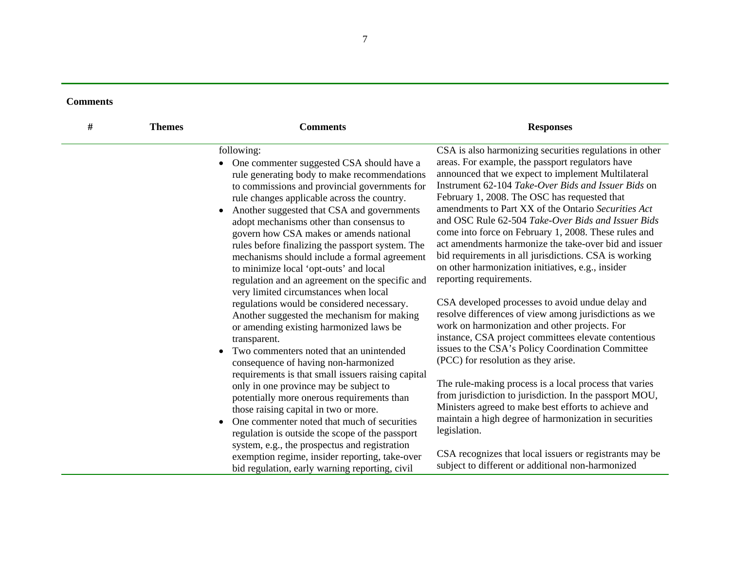**Comments**

| # | Themes | Comments | Responses |
|---|---|---|---|
| | | following:<br>• One commenter suggested CSA should have a rule generating body to make recommendations to commissions and provincial governments for rule changes applicable across the country.<br>• Another suggested that CSA and governments adopt mechanisms other than consensus to govern how CSA makes or amends national rules before finalizing the passport system. The mechanisms should include a formal agreement to minimize local 'opt-outs' and local regulation and an agreement on the specific and very limited circumstances when local regulations would be considered necessary. Another suggested the mechanism for making or amending existing harmonized laws be transparent.<br>• Two commenters noted that an unintended consequence of having non-harmonized requirements is that small issuers raising capital only in one province may be subject to potentially more onerous requirements than those raising capital in two or more.<br>• One commenter noted that much of securities regulation is outside the scope of the passport system, e.g., the prospectus and registration exemption regime, insider reporting, take-over bid regulation, early warning reporting, civil | CSA is also harmonizing securities regulations in other areas. For example, the passport regulators have announced that we expect to implement Multilateral Instrument 62-104 *Take-Over Bids and Issuer Bids* on February 1, 2008. The OSC has requested that amendments to Part XX of the Ontario *Securities Act* and OSC Rule 62-504 *Take-Over Bids and Issuer Bids* come into force on February 1, 2008. These rules and act amendments harmonize the take-over bid and issuer bid requirements in all jurisdictions. CSA is working on other harmonization initiatives, e.g., insider reporting requirements.<br><br>CSA developed processes to avoid undue delay and resolve differences of view among jurisdictions as we work on harmonization and other projects. For instance, CSA project committees elevate contentious issues to the CSA's Policy Coordination Committee (PCC) for resolution as they arise.<br><br>The rule-making process is a local process that varies from jurisdiction to jurisdiction. In the passport MOU, Ministers agreed to make best efforts to achieve and maintain a high degree of harmonization in securities legislation.<br><br>CSA recognizes that local issuers or registrants may be subject to different or additional non-harmonized |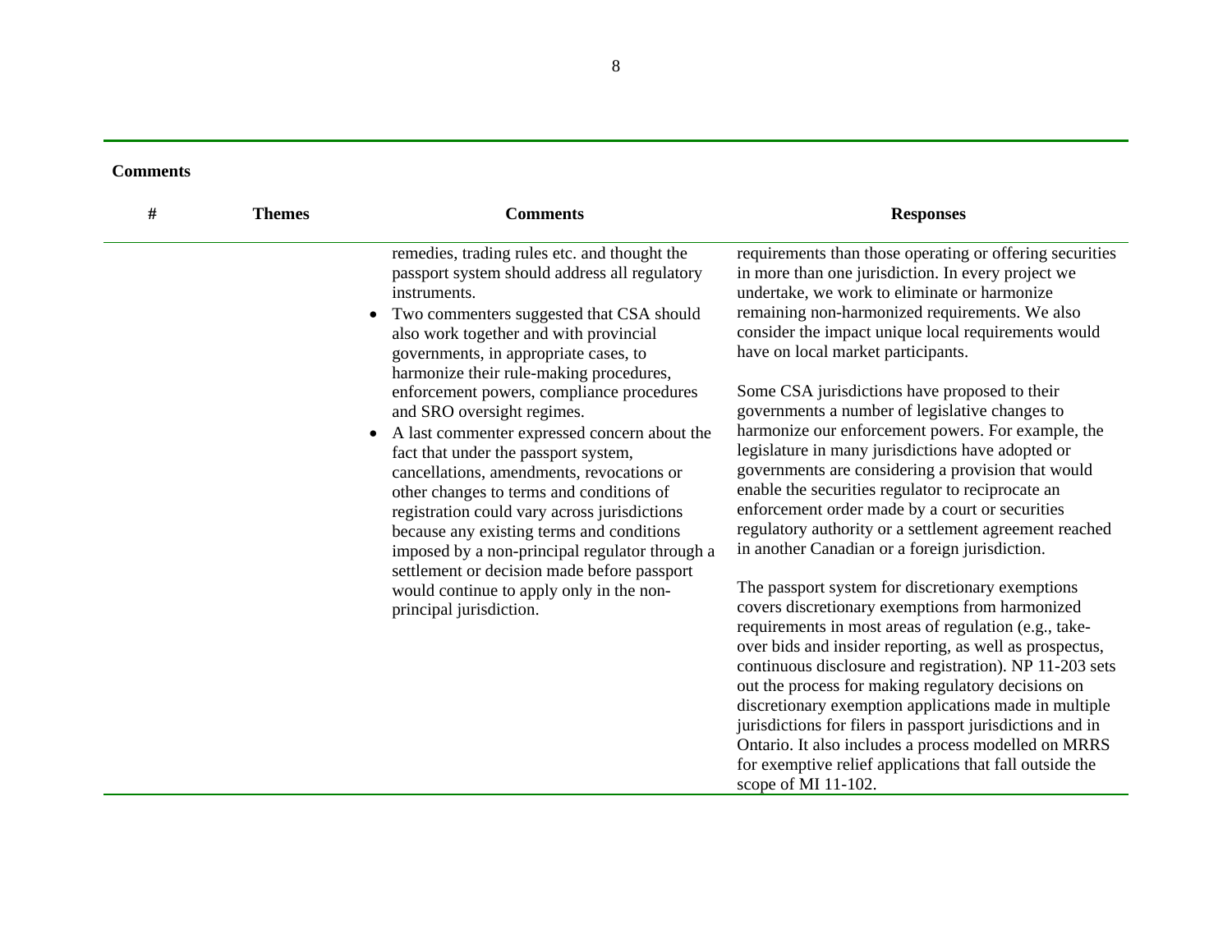**Comments**

| # | Themes | Comments | Responses |
|---|---|---|---|
| | | remedies, trading rules etc. and thought the passport system should address all regulatory instruments.<br>• Two commenters suggested that CSA should also work together and with provincial governments, in appropriate cases, to harmonize their rule-making procedures, enforcement powers, compliance procedures and SRO oversight regimes.<br>• A last commenter expressed concern about the fact that under the passport system, cancellations, amendments, revocations or other changes to terms and conditions of registration could vary across jurisdictions because any existing terms and conditions imposed by a non-principal regulator through a settlement or decision made before passport would continue to apply only in the non-principal jurisdiction. | requirements than those operating or offering securities in more than one jurisdiction. In every project we undertake, we work to eliminate or harmonize remaining non-harmonized requirements. We also consider the impact unique local requirements would have on local market participants.<br><br>Some CSA jurisdictions have proposed to their governments a number of legislative changes to harmonize our enforcement powers. For example, the legislature in many jurisdictions have adopted or governments are considering a provision that would enable the securities regulator to reciprocate an enforcement order made by a court or securities regulatory authority or a settlement agreement reached in another Canadian or a foreign jurisdiction.<br><br>The passport system for discretionary exemptions covers discretionary exemptions from harmonized requirements in most areas of regulation (e.g., take-over bids and insider reporting, as well as prospectus, continuous disclosure and registration). NP 11-203 sets out the process for making regulatory decisions on discretionary exemption applications made in multiple jurisdictions for filers in passport jurisdictions and in Ontario. It also includes a process modelled on MRRS for exemptive relief applications that fall outside the scope of MI 11-102. |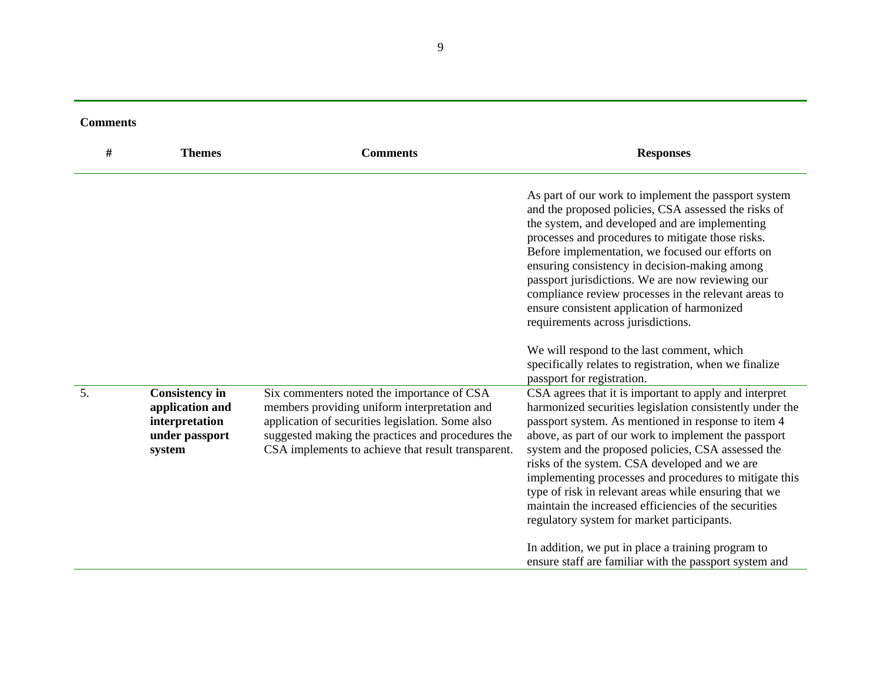**Comments**

| # | Themes | Comments | Responses |
|---|---|---|---|
| | | | As part of our work to implement the passport system and the proposed policies, CSA assessed the risks of the system, and developed and are implementing processes and procedures to mitigate those risks. Before implementation, we focused our efforts on ensuring consistency in decision-making among passport jurisdictions. We are now reviewing our compliance review processes in the relevant areas to ensure consistent application of harmonized requirements across jurisdictions.<br><br>We will respond to the last comment, which specifically relates to registration, when we finalize passport for registration. |
| 5. | **Consistency in application and interpretation under passport system** | Six commenters noted the importance of CSA members providing uniform interpretation and application of securities legislation. Some also suggested making the practices and procedures the CSA implements to achieve that result transparent. | CSA agrees that it is important to apply and interpret harmonized securities legislation consistently under the passport system. As mentioned in response to item 4 above, as part of our work to implement the passport system and the proposed policies, CSA assessed the risks of the system. CSA developed and we are implementing processes and procedures to mitigate this type of risk in relevant areas while ensuring that we maintain the increased efficiencies of the securities regulatory system for market participants.<br><br>In addition, we put in place a training program to ensure staff are familiar with the passport system and |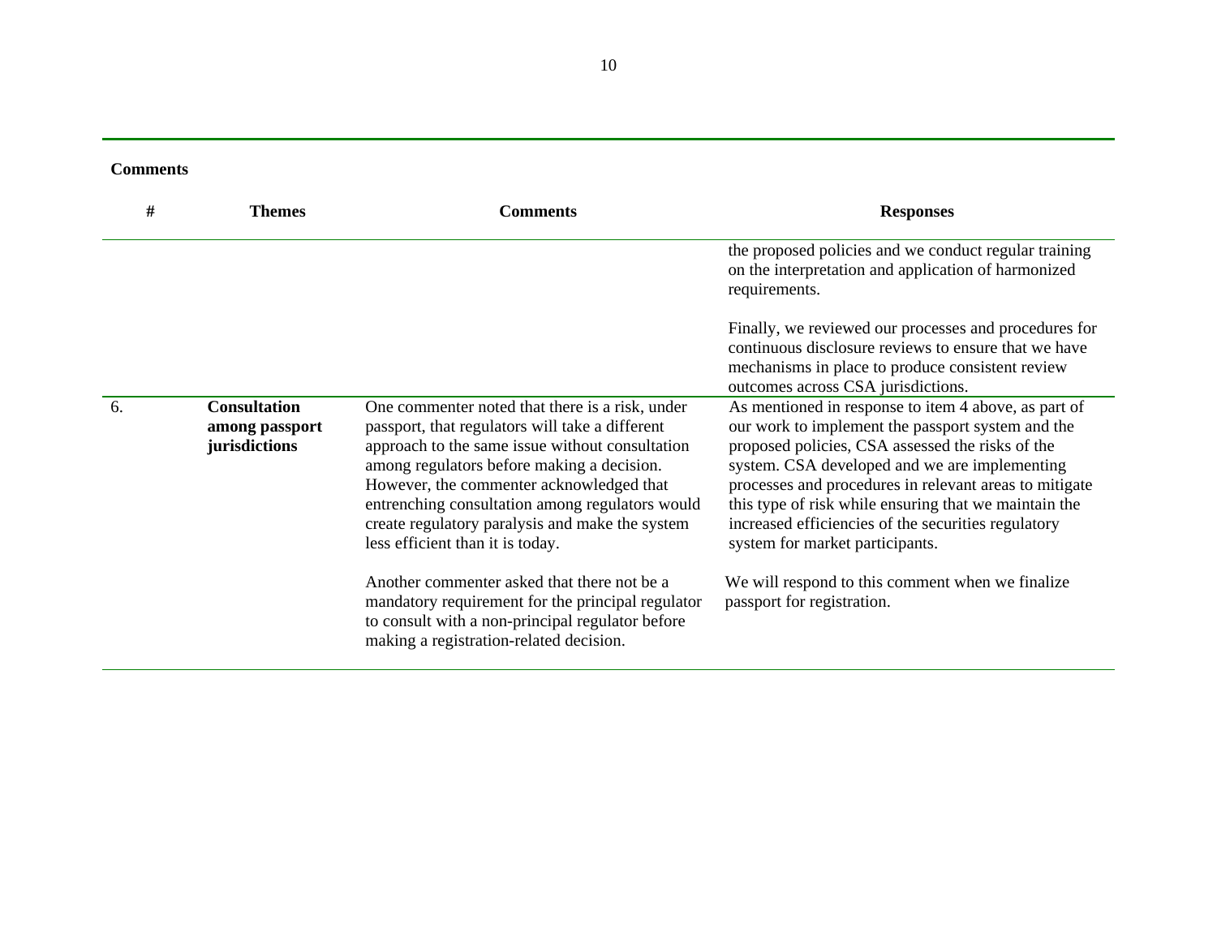**Comments**

| # | Themes | Comments | Responses |
|---|---|---|---|
| | | | the proposed policies and we conduct regular training on the interpretation and application of harmonized requirements.<br><br>Finally, we reviewed our processes and procedures for continuous disclosure reviews to ensure that we have mechanisms in place to produce consistent review outcomes across CSA jurisdictions. |
| 6. | **Consultation among passport jurisdictions** | One commenter noted that there is a risk, under passport, that regulators will take a different approach to the same issue without consultation among regulators before making a decision. However, the commenter acknowledged that entrenching consultation among regulators would create regulatory paralysis and make the system less efficient than it is today. | As mentioned in response to item 4 above, as part of our work to implement the passport system and the proposed policies, CSA assessed the risks of the system. CSA developed and we are implementing processes and procedures in relevant areas to mitigate this type of risk while ensuring that we maintain the increased efficiencies of the securities regulatory system for market participants. |
| | | Another commenter asked that there not be a mandatory requirement for the principal regulator to consult with a non-principal regulator before making a registration-related decision. | We will respond to this comment when we finalize passport for registration. |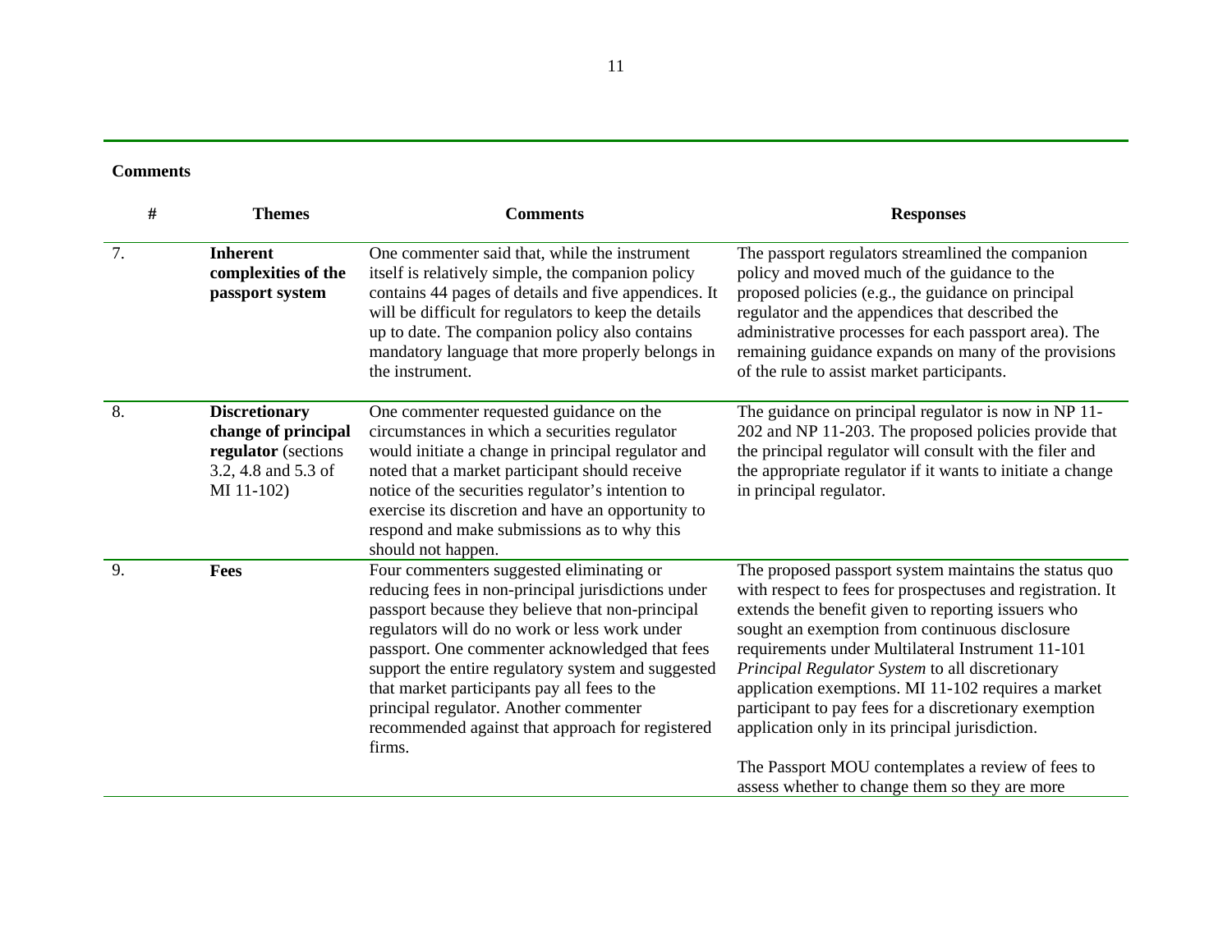**Comments**

| # | Themes | Comments | Responses |
|---|---|---|---|
| 7. | **Inherent complexities of the passport system** | One commenter said that, while the instrument itself is relatively simple, the companion policy contains 44 pages of details and five appendices. It will be difficult for regulators to keep the details up to date. The companion policy also contains mandatory language that more properly belongs in the instrument. | The passport regulators streamlined the companion policy and moved much of the guidance to the proposed policies (e.g., the guidance on principal regulator and the appendices that described the administrative processes for each passport area). The remaining guidance expands on many of the provisions of the rule to assist market participants. |
| 8. | **Discretionary change of principal regulator** (sections 3.2, 4.8 and 5.3 of MI 11-102) | One commenter requested guidance on the circumstances in which a securities regulator would initiate a change in principal regulator and noted that a market participant should receive notice of the securities regulator's intention to exercise its discretion and have an opportunity to respond and make submissions as to why this should not happen. | The guidance on principal regulator is now in NP 11-202 and NP 11-203. The proposed policies provide that the principal regulator will consult with the filer and the appropriate regulator if it wants to initiate a change in principal regulator. |
| 9. | **Fees** | Four commenters suggested eliminating or reducing fees in non-principal jurisdictions under passport because they believe that non-principal regulators will do no work or less work under passport. One commenter acknowledged that fees support the entire regulatory system and suggested that market participants pay all fees to the principal regulator. Another commenter recommended against that approach for registered firms. | The proposed passport system maintains the status quo with respect to fees for prospectuses and registration. It extends the benefit given to reporting issuers who sought an exemption from continuous disclosure requirements under Multilateral Instrument 11-101 *Principal Regulator System* to all discretionary application exemptions. MI 11-102 requires a market participant to pay fees for a discretionary exemption application only in its principal jurisdiction.<br><br>The Passport MOU contemplates a review of fees to assess whether to change them so they are more |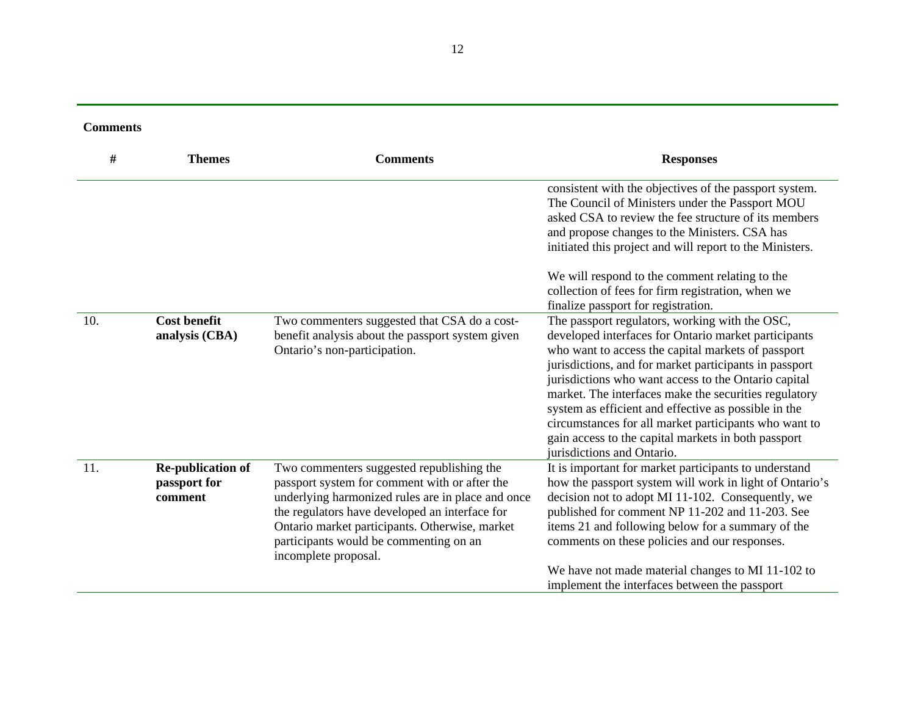**Comments**

| # | Themes | Comments | Responses |
|---|---|---|---|
| | | | consistent with the objectives of the passport system. The Council of Ministers under the Passport MOU asked CSA to review the fee structure of its members and propose changes to the Ministers. CSA has initiated this project and will report to the Ministers.<br><br>We will respond to the comment relating to the collection of fees for firm registration, when we finalize passport for registration. |
| 10. | **Cost benefit analysis (CBA)** | Two commenters suggested that CSA do a cost-benefit analysis about the passport system given Ontario's non-participation. | The passport regulators, working with the OSC, developed interfaces for Ontario market participants who want to access the capital markets of passport jurisdictions, and for market participants in passport jurisdictions who want access to the Ontario capital market. The interfaces make the securities regulatory system as efficient and effective as possible in the circumstances for all market participants who want to gain access to the capital markets in both passport jurisdictions and Ontario. |
| 11. | **Re-publication of passport for comment** | Two commenters suggested republishing the passport system for comment with or after the underlying harmonized rules are in place and once the regulators have developed an interface for Ontario market participants. Otherwise, market participants would be commenting on an incomplete proposal. | It is important for market participants to understand how the passport system will work in light of Ontario's decision not to adopt MI 11-102. Consequently, we published for comment NP 11-202 and 11-203. See items 21 and following below for a summary of the comments on these policies and our responses.<br><br>We have not made material changes to MI 11-102 to implement the interfaces between the passport |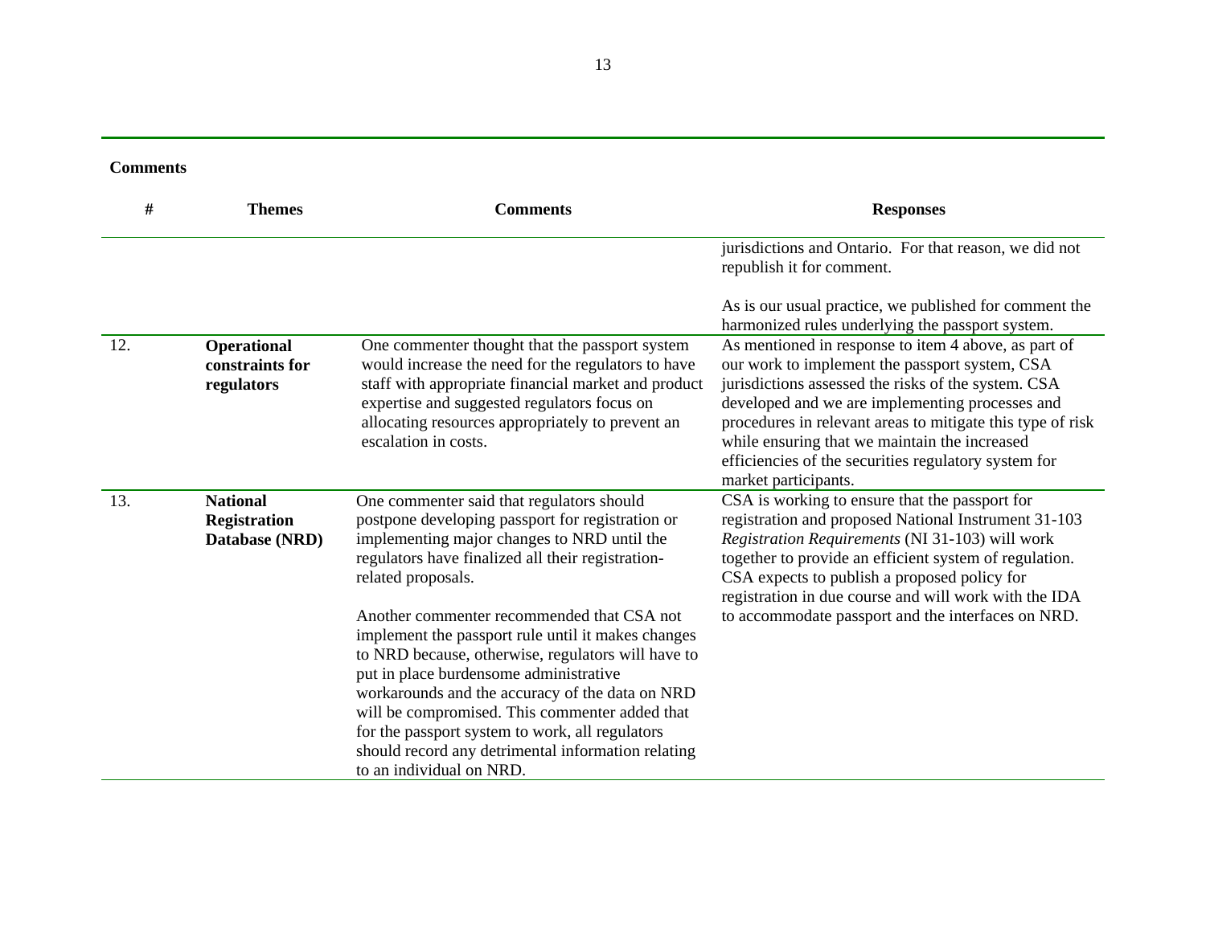**Comments**

| # | Themes | Comments | Responses |
|---|---|---|---|
| | | | jurisdictions and Ontario. For that reason, we did not republish it for comment.<br><br>As is our usual practice, we published for comment the harmonized rules underlying the passport system. |
| 12. | **Operational constraints for regulators** | One commenter thought that the passport system would increase the need for the regulators to have staff with appropriate financial market and product expertise and suggested regulators focus on allocating resources appropriately to prevent an escalation in costs. | As mentioned in response to item 4 above, as part of our work to implement the passport system, CSA jurisdictions assessed the risks of the system. CSA developed and we are implementing processes and procedures in relevant areas to mitigate this type of risk while ensuring that we maintain the increased efficiencies of the securities regulatory system for market participants. |
| 13. | **National Registration Database (NRD)** | One commenter said that regulators should postpone developing passport for registration or implementing major changes to NRD until the regulators have finalized all their registration-related proposals.<br><br>Another commenter recommended that CSA not implement the passport rule until it makes changes to NRD because, otherwise, regulators will have to put in place burdensome administrative workarounds and the accuracy of the data on NRD will be compromised. This commenter added that for the passport system to work, all regulators should record any detrimental information relating to an individual on NRD. | CSA is working to ensure that the passport for registration and proposed National Instrument 31-103 *Registration Requirements* (NI 31-103) will work together to provide an efficient system of regulation. CSA expects to publish a proposed policy for registration in due course and will work with the IDA to accommodate passport and the interfaces on NRD. |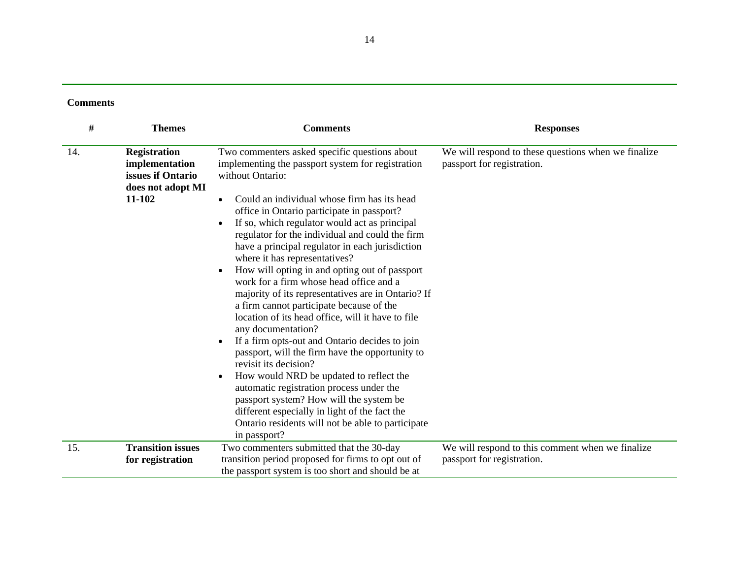**Comments**

| # | Themes | Comments | Responses |
|---|---|---|---|
| 14. | **Registration implementation issues if Ontario does not adopt MI 11-102** | Two commenters asked specific questions about implementing the passport system for registration without Ontario:<br><br>• Could an individual whose firm has its head office in Ontario participate in passport?<br>• If so, which regulator would act as principal regulator for the individual and could the firm have a principal regulator in each jurisdiction where it has representatives?<br>• How will opting in and opting out of passport work for a firm whose head office and a majority of its representatives are in Ontario? If a firm cannot participate because of the location of its head office, will it have to file any documentation?<br>• If a firm opts-out and Ontario decides to join passport, will the firm have the opportunity to revisit its decision?<br>• How would NRD be updated to reflect the automatic registration process under the passport system? How will the system be different especially in light of the fact the Ontario residents will not be able to participate in passport? | We will respond to these questions when we finalize passport for registration. |
| 15. | **Transition issues for registration** | Two commenters submitted that the 30-day transition period proposed for firms to opt out of the passport system is too short and should be at | We will respond to this comment when we finalize passport for registration. |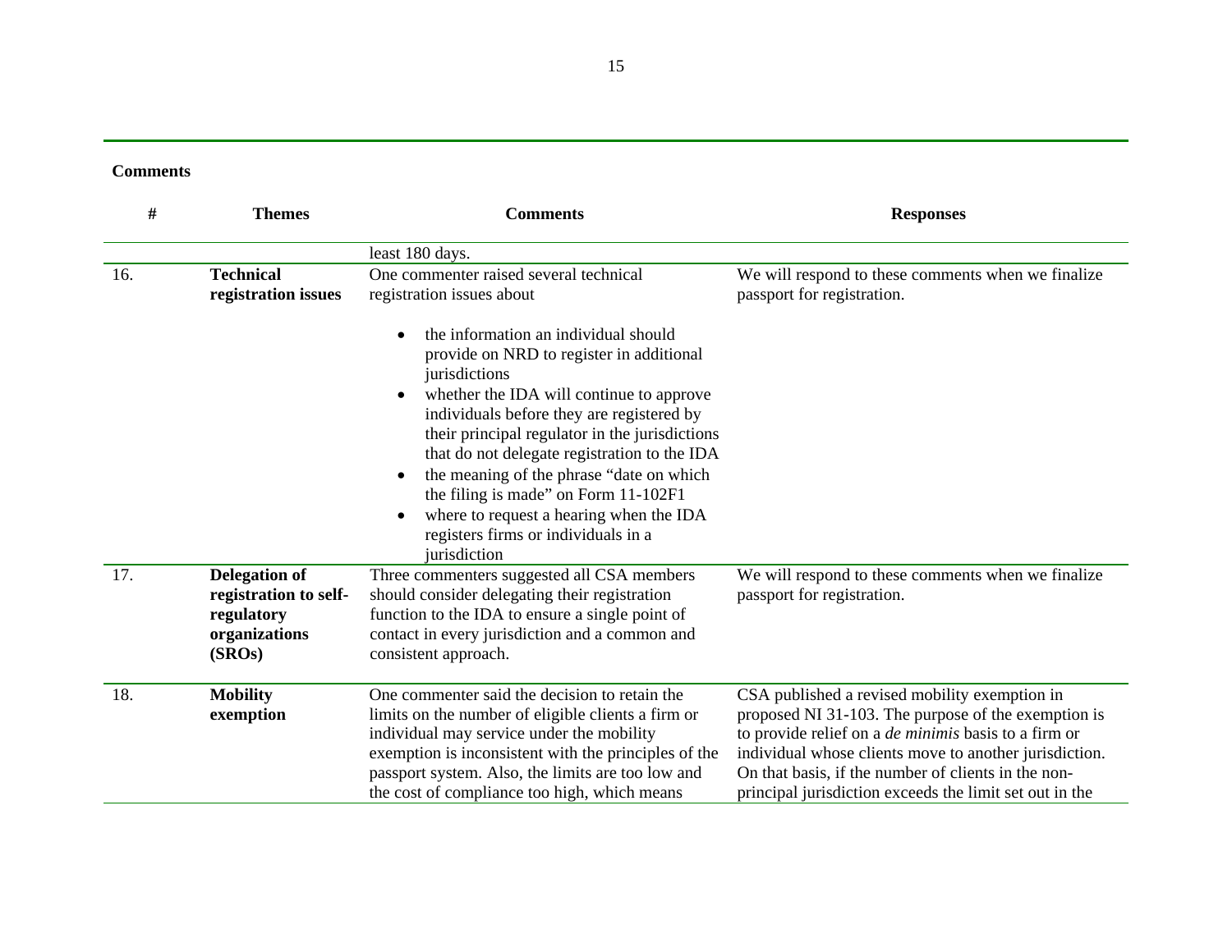**Comments**

| # | Themes | Comments | Responses |
|---|---|---|---|
| | | least 180 days. | |
| 16. | **Technical registration issues** | One commenter raised several technical registration issues about<br><br>• the information an individual should provide on NRD to register in additional jurisdictions<br>• whether the IDA will continue to approve individuals before they are registered by their principal regulator in the jurisdictions that do not delegate registration to the IDA<br>• the meaning of the phrase "date on which the filing is made" on Form 11-102F1<br>• where to request a hearing when the IDA registers firms or individuals in a jurisdiction | We will respond to these comments when we finalize passport for registration. |
| 17. | **Delegation of registration to self-regulatory organizations (SROs)** | Three commenters suggested all CSA members should consider delegating their registration function to the IDA to ensure a single point of contact in every jurisdiction and a common and consistent approach. | We will respond to these comments when we finalize passport for registration. |
| 18. | **Mobility exemption** | One commenter said the decision to retain the limits on the number of eligible clients a firm or individual may service under the mobility exemption is inconsistent with the principles of the passport system. Also, the limits are too low and the cost of compliance too high, which means | CSA published a revised mobility exemption in proposed NI 31-103. The purpose of the exemption is to provide relief on a *de minimis* basis to a firm or individual whose clients move to another jurisdiction. On that basis, if the number of clients in the non-principal jurisdiction exceeds the limit set out in the |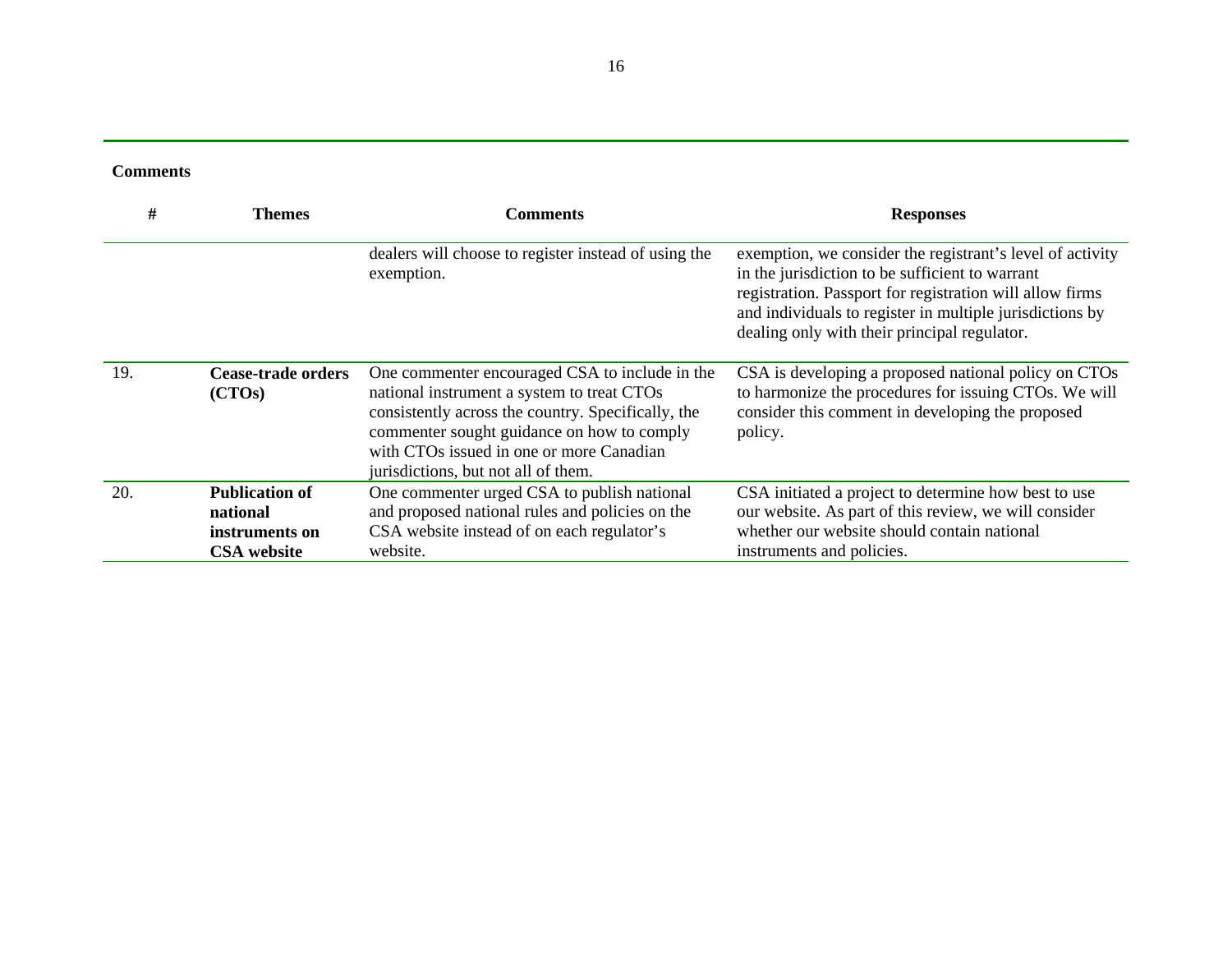**Comments**

| # | Themes | Comments | Responses |
|---|---|---|---|
| | | dealers will choose to register instead of using the exemption. | exemption, we consider the registrant's level of activity in the jurisdiction to be sufficient to warrant registration. Passport for registration will allow firms and individuals to register in multiple jurisdictions by dealing only with their principal regulator. |
| 19. | **Cease-trade orders (CTOs)** | One commenter encouraged CSA to include in the national instrument a system to treat CTOs consistently across the country. Specifically, the commenter sought guidance on how to comply with CTOs issued in one or more Canadian jurisdictions, but not all of them. | CSA is developing a proposed national policy on CTOs to harmonize the procedures for issuing CTOs. We will consider this comment in developing the proposed policy. |
| 20. | **Publication of national instruments on CSA website** | One commenter urged CSA to publish national and proposed national rules and policies on the CSA website instead of on each regulator's website. | CSA initiated a project to determine how best to use our website. As part of this review, we will consider whether our website should contain national instruments and policies. |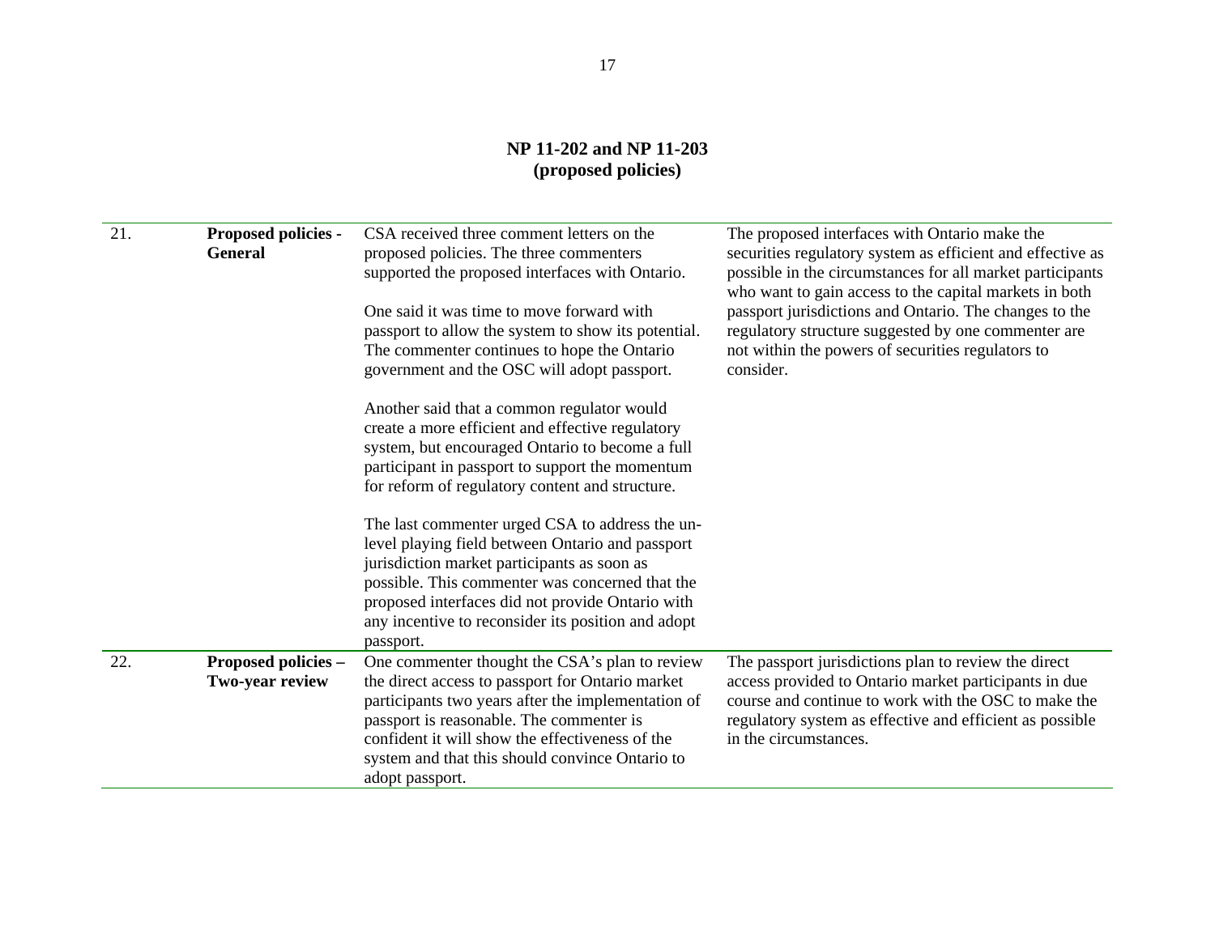**NP 11-202 and NP 11-203**
**(proposed policies)**

| | | | |
|---|---|---|---|
| 21. | **Proposed policies - General** | CSA received three comment letters on the proposed policies. The three commenters supported the proposed interfaces with Ontario.<br><br>One said it was time to move forward with passport to allow the system to show its potential. The commenter continues to hope the Ontario government and the OSC will adopt passport.<br><br>Another said that a common regulator would create a more efficient and effective regulatory system, but encouraged Ontario to become a full participant in passport to support the momentum for reform of regulatory content and structure.<br><br>The last commenter urged CSA to address the un-level playing field between Ontario and passport jurisdiction market participants as soon as possible. This commenter was concerned that the proposed interfaces did not provide Ontario with any incentive to reconsider its position and adopt passport. | The proposed interfaces with Ontario make the securities regulatory system as efficient and effective as possible in the circumstances for all market participants who want to gain access to the capital markets in both passport jurisdictions and Ontario. The changes to the regulatory structure suggested by one commenter are not within the powers of securities regulators to consider. |
| 22. | **Proposed policies – Two-year review** | One commenter thought the CSA's plan to review the direct access to passport for Ontario market participants two years after the implementation of passport is reasonable. The commenter is confident it will show the effectiveness of the system and that this should convince Ontario to adopt passport. | The passport jurisdictions plan to review the direct access provided to Ontario market participants in due course and continue to work with the OSC to make the regulatory system as effective and efficient as possible in the circumstances. |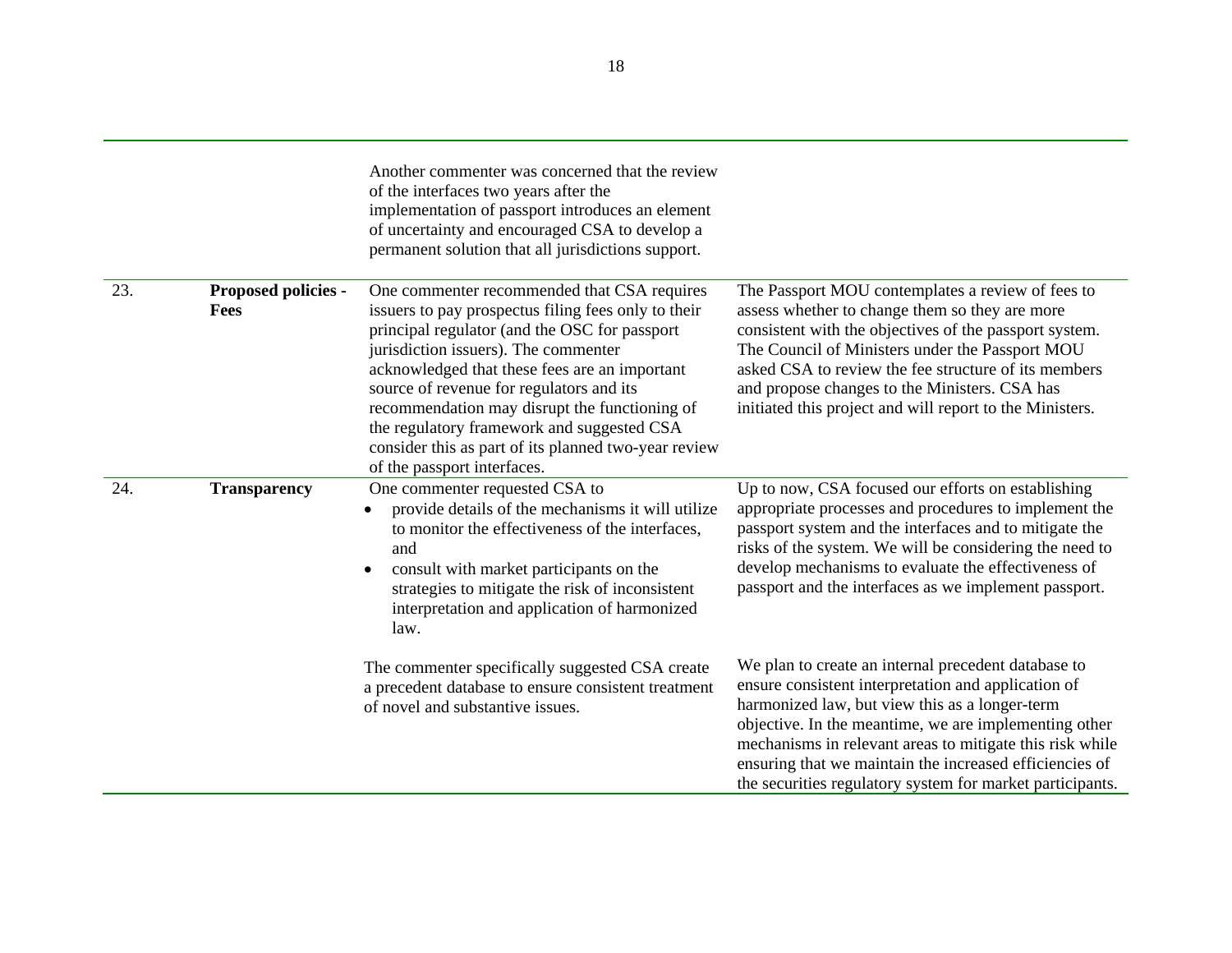| | | | |
|---|---|---|---|
| | | Another commenter was concerned that the review of the interfaces two years after the implementation of passport introduces an element of uncertainty and encouraged CSA to develop a permanent solution that all jurisdictions support. | |
| 23. | **Proposed policies - Fees** | One commenter recommended that CSA requires issuers to pay prospectus filing fees only to their principal regulator (and the OSC for passport jurisdiction issuers). The commenter acknowledged that these fees are an important source of revenue for regulators and its recommendation may disrupt the functioning of the regulatory framework and suggested CSA consider this as part of its planned two-year review of the passport interfaces. | The Passport MOU contemplates a review of fees to assess whether to change them so they are more consistent with the objectives of the passport system. The Council of Ministers under the Passport MOU asked CSA to review the fee structure of its members and propose changes to the Ministers. CSA has initiated this project and will report to the Ministers. |
| 24. | **Transparency** | One commenter requested CSA to<br>• provide details of the mechanisms it will utilize to monitor the effectiveness of the interfaces, and<br>• consult with market participants on the strategies to mitigate the risk of inconsistent interpretation and application of harmonized law. | Up to now, CSA focused our efforts on establishing appropriate processes and procedures to implement the passport system and the interfaces and to mitigate the risks of the system. We will be considering the need to develop mechanisms to evaluate the effectiveness of passport and the interfaces as we implement passport. |
| | | The commenter specifically suggested CSA create a precedent database to ensure consistent treatment of novel and substantive issues. | We plan to create an internal precedent database to ensure consistent interpretation and application of harmonized law, but view this as a longer-term objective. In the meantime, we are implementing other mechanisms in relevant areas to mitigate this risk while ensuring that we maintain the increased efficiencies of the securities regulatory system for market participants. |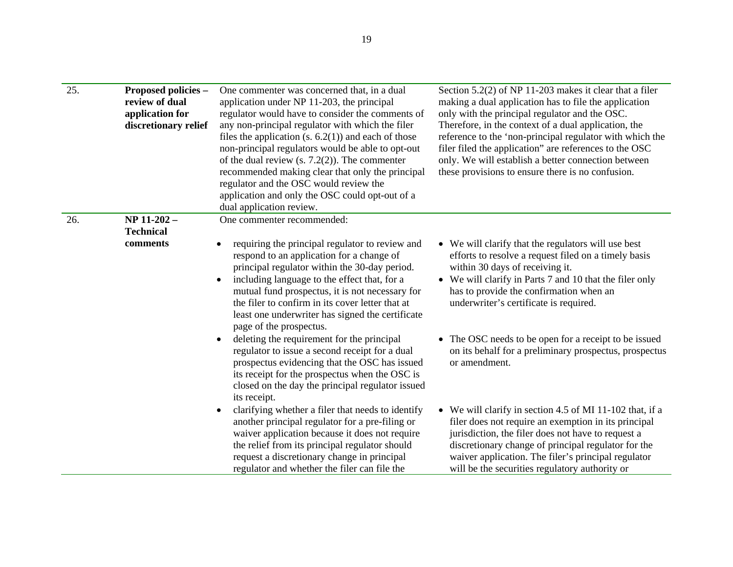| | | | |
|---|---|---|---|
| 25. | **Proposed policies – review of dual application for discretionary relief** | One commenter was concerned that, in a dual application under NP 11-203, the principal regulator would have to consider the comments of any non-principal regulator with which the filer files the application (s. 6.2(1)) and each of those non-principal regulators would be able to opt-out of the dual review (s. 7.2(2)). The commenter recommended making clear that only the principal regulator and the OSC would review the application and only the OSC could opt-out of a dual application review. | Section 5.2(2) of NP 11-203 makes it clear that a filer making a dual application has to file the application only with the principal regulator and the OSC. Therefore, in the context of a dual application, the reference to the 'non-principal regulator with which the filer filed the application" are references to the OSC only. We will establish a better connection between these provisions to ensure there is no confusion. |
| 26. | **NP 11-202 – Technical comments** | One commenter recommended:<br><br>• requiring the principal regulator to review and respond to an application for a change of principal regulator within the 30-day period.<br>• including language to the effect that, for a mutual fund prospectus, it is not necessary for the filer to confirm in its cover letter that at least one underwriter has signed the certificate page of the prospectus.<br>• deleting the requirement for the principal regulator to issue a second receipt for a dual prospectus evidencing that the OSC has issued its receipt for the prospectus when the OSC is closed on the day the principal regulator issued its receipt.<br>• clarifying whether a filer that needs to identify another principal regulator for a pre-filing or waiver application because it does not require the relief from its principal regulator should request a discretionary change in principal regulator and whether the filer can file the | • We will clarify that the regulators will use best efforts to resolve a request filed on a timely basis within 30 days of receiving it.<br>• We will clarify in Parts 7 and 10 that the filer only has to provide the confirmation when an underwriter's certificate is required.<br><br>• The OSC needs to be open for a receipt to be issued on its behalf for a preliminary prospectus, prospectus or amendment.<br><br>• We will clarify in section 4.5 of MI 11-102 that, if a filer does not require an exemption in its principal jurisdiction, the filer does not have to request a discretionary change of principal regulator for the waiver application. The filer's principal regulator will be the securities regulatory authority or |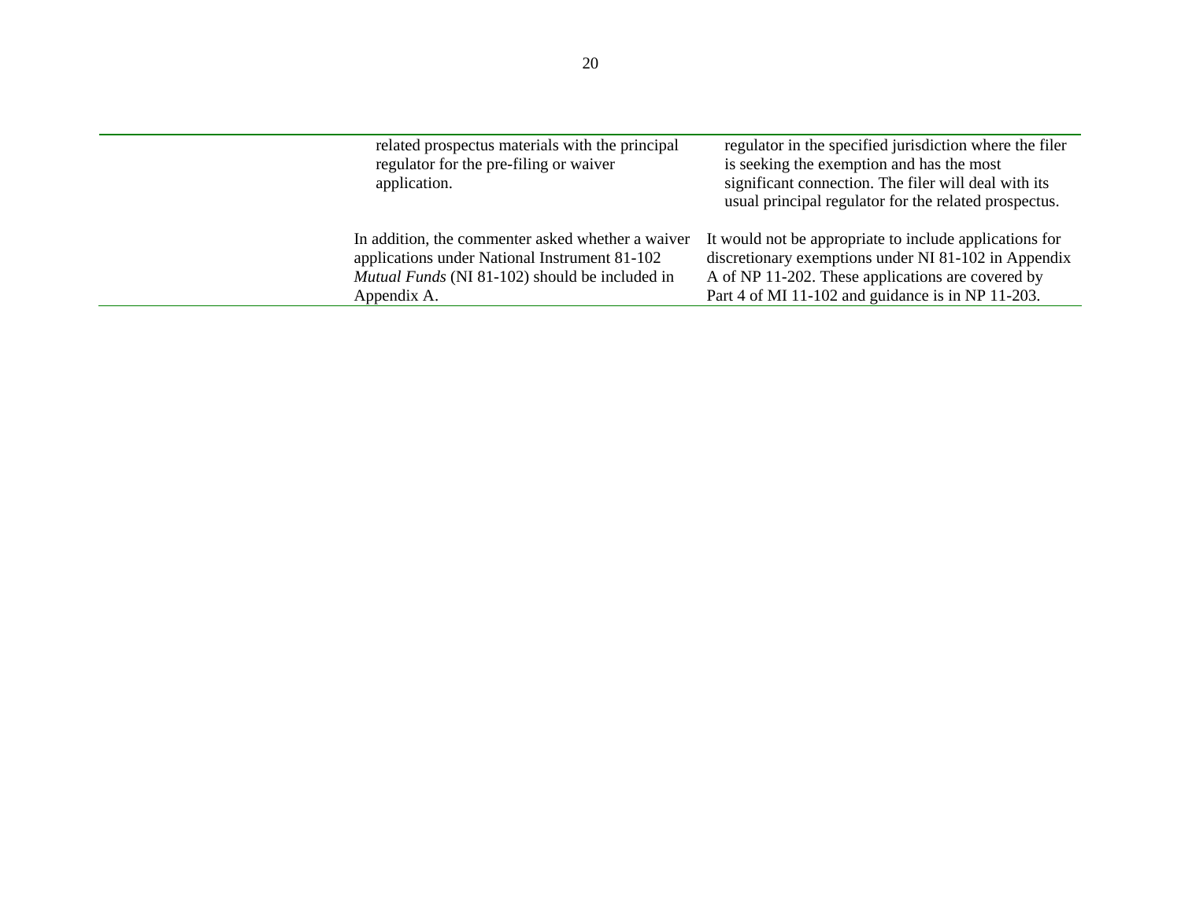| | | |
|---|---|---|
| | related prospectus materials with the principal regulator for the pre-filing or waiver application. | regulator in the specified jurisdiction where the filer is seeking the exemption and has the most significant connection. The filer will deal with its usual principal regulator for the related prospectus. |
| | In addition, the commenter asked whether a waiver applications under National Instrument 81-102 *Mutual Funds* (NI 81-102) should be included in Appendix A. | It would not be appropriate to include applications for discretionary exemptions under NI 81-102 in Appendix A of NP 11-202. These applications are covered by Part 4 of MI 11-102 and guidance is in NP 11-203. |